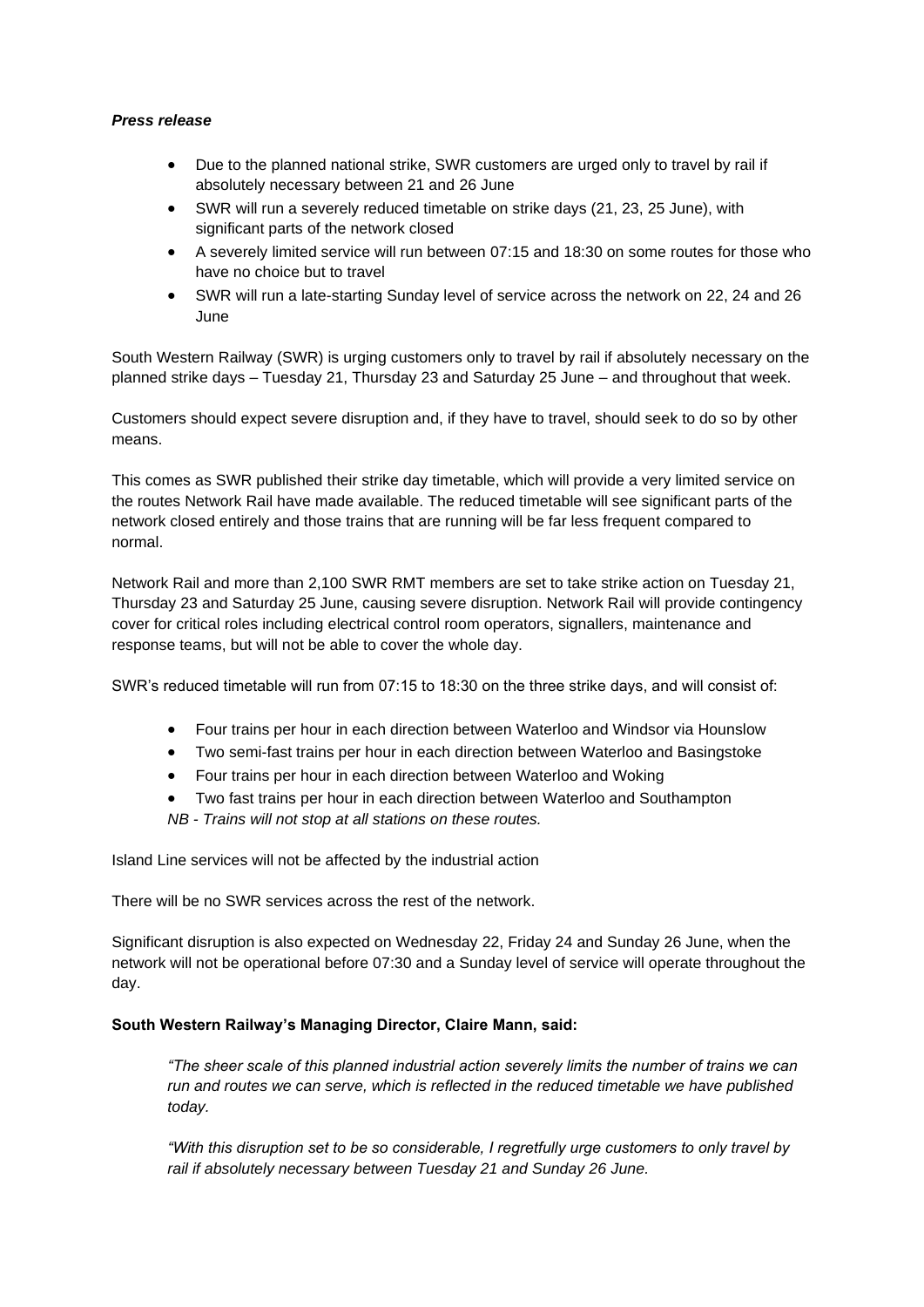***Press release***

- Due to the planned national strike, SWR customers are urged only to travel by rail if absolutely necessary between 21 and 26 June
- SWR will run a severely reduced timetable on strike days (21, 23, 25 June), with significant parts of the network closed
- A severely limited service will run between 07:15 and 18:30 on some routes for those who have no choice but to travel
- SWR will run a late-starting Sunday level of service across the network on 22, 24 and 26 June

South Western Railway (SWR) is urging customers only to travel by rail if absolutely necessary on the planned strike days – Tuesday 21, Thursday 23 and Saturday 25 June – and throughout that week.

Customers should expect severe disruption and, if they have to travel, should seek to do so by other means.

This comes as SWR published their strike day timetable, which will provide a very limited service on the routes Network Rail have made available. The reduced timetable will see significant parts of the network closed entirely and those trains that are running will be far less frequent compared to normal.

Network Rail and more than 2,100 SWR RMT members are set to take strike action on Tuesday 21, Thursday 23 and Saturday 25 June, causing severe disruption. Network Rail will provide contingency cover for critical roles including electrical control room operators, signallers, maintenance and response teams, but will not be able to cover the whole day.

SWR's reduced timetable will run from 07:15 to 18:30 on the three strike days, and will consist of:

- Four trains per hour in each direction between Waterloo and Windsor via Hounslow
- Two semi-fast trains per hour in each direction between Waterloo and Basingstoke
- Four trains per hour in each direction between Waterloo and Woking
- Two fast trains per hour in each direction between Waterloo and Southampton

*NB - Trains will not stop at all stations on these routes.*

Island Line services will not be affected by the industrial action

There will be no SWR services across the rest of the network.

Significant disruption is also expected on Wednesday 22, Friday 24 and Sunday 26 June, when the network will not be operational before 07:30 and a Sunday level of service will operate throughout the day.

**South Western Railway's Managing Director, Claire Mann, said:**

> *"The sheer scale of this planned industrial action severely limits the number of trains we can run and routes we can serve, which is reflected in the reduced timetable we have published today.*
>
> *"With this disruption set to be so considerable, I regretfully urge customers to only travel by rail if absolutely necessary between Tuesday 21 and Sunday 26 June.*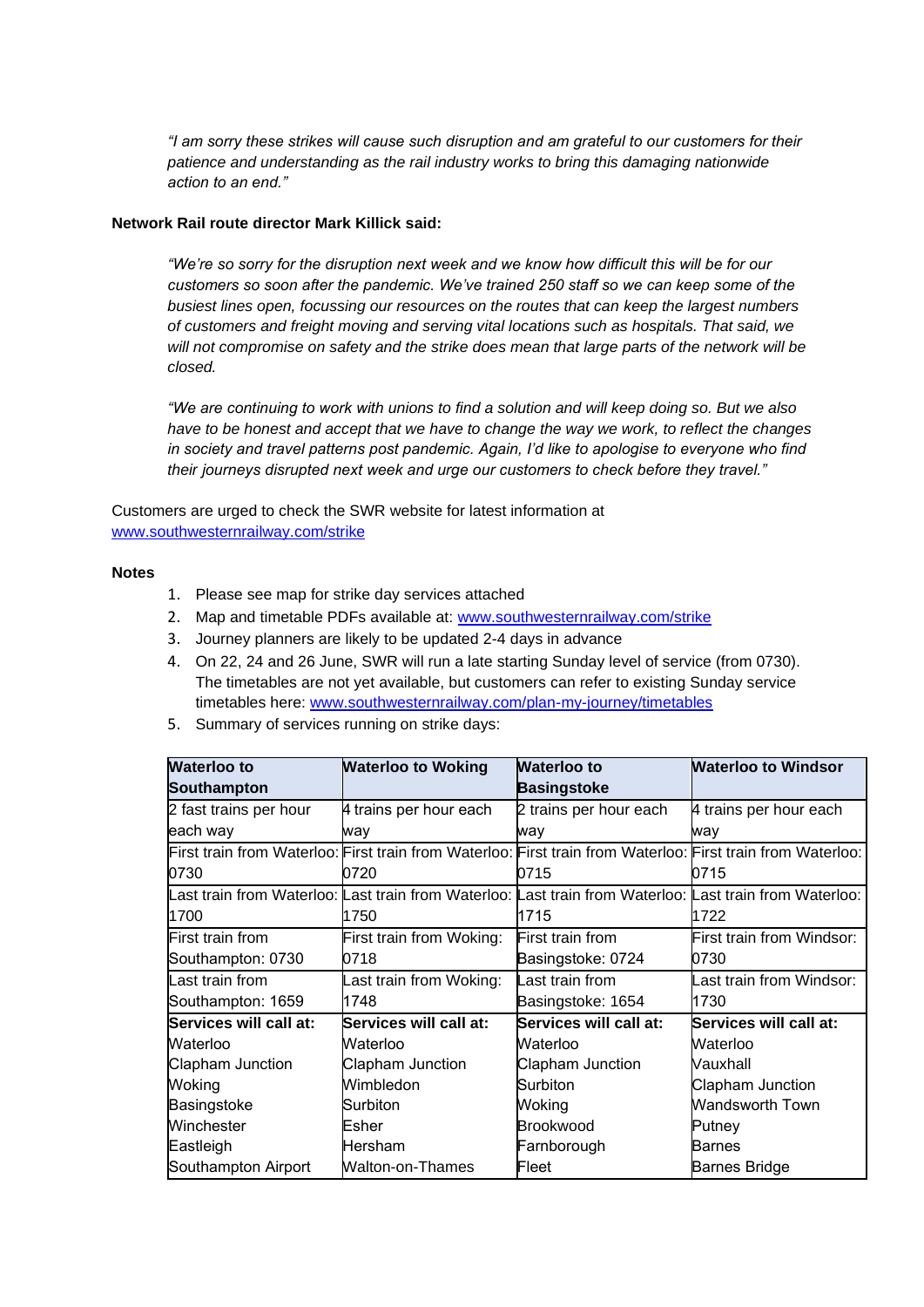*"I am sorry these strikes will cause such disruption and am grateful to our customers for their patience and understanding as the rail industry works to bring this damaging nationwide action to an end."*

**Network Rail route director Mark Killick said:**

*"We're so sorry for the disruption next week and we know how difficult this will be for our customers so soon after the pandemic. We've trained 250 staff so we can keep some of the busiest lines open, focussing our resources on the routes that can keep the largest numbers of customers and freight moving and serving vital locations such as hospitals. That said, we will not compromise on safety and the strike does mean that large parts of the network will be closed.*

*"We are continuing to work with unions to find a solution and will keep doing so. But we also have to be honest and accept that we have to change the way we work, to reflect the changes in society and travel patterns post pandemic. Again, I'd like to apologise to everyone who find their journeys disrupted next week and urge our customers to check before they travel."*

Customers are urged to check the SWR website for latest information at [www.southwesternrailway.com/strike](http://www.southwesternrailway.com/strike)

**Notes**

1. Please see map for strike day services attached
2. Map and timetable PDFs available at: [www.southwesternrailway.com/strike](http://www.southwesternrailway.com/strike)
3. Journey planners are likely to be updated 2-4 days in advance
4. On 22, 24 and 26 June, SWR will run a late starting Sunday level of service (from 0730). The timetables are not yet available, but customers can refer to existing Sunday service timetables here: [www.southwesternrailway.com/plan-my-journey/timetables](http://www.southwesternrailway.com/plan-my-journey/timetables)
5. Summary of services running on strike days:

| **Waterloo to Southampton** | **Waterloo to Woking** | **Waterloo to Basingstoke** | **Waterloo to Windsor** |
|---|---|---|---|
| 2 fast trains per hour each way | 4 trains per hour each way | 2 trains per hour each way | 4 trains per hour each way |
| First train from Waterloo: 0730 | First train from Waterloo: 0720 | First train from Waterloo: 0715 | First train from Waterloo: 0715 |
| Last train from Waterloo: 1700 | Last train from Waterloo: 1750 | Last train from Waterloo: 1715 | Last train from Waterloo: 1722 |
| First train from Southampton: 0730 | First train from Woking: 0718 | First train from Basingstoke: 0724 | First train from Windsor: 0730 |
| Last train from Southampton: 1659 | Last train from Woking: 1748 | Last train from Basingstoke: 1654 | Last train from Windsor: 1730 |
| **Services will call at:**<br>Waterloo<br>Clapham Junction<br>Woking<br>Basingstoke<br>Winchester<br>Eastleigh<br>Southampton Airport | **Services will call at:**<br>Waterloo<br>Clapham Junction<br>Wimbledon<br>Surbiton<br>Esher<br>Hersham<br>Walton-on-Thames | **Services will call at:**<br>Waterloo<br>Clapham Junction<br>Surbiton<br>Woking<br>Brookwood<br>Farnborough<br>Fleet | **Services will call at:**<br>Waterloo<br>Vauxhall<br>Clapham Junction<br>Wandsworth Town<br>Putney<br>Barnes<br>Barnes Bridge |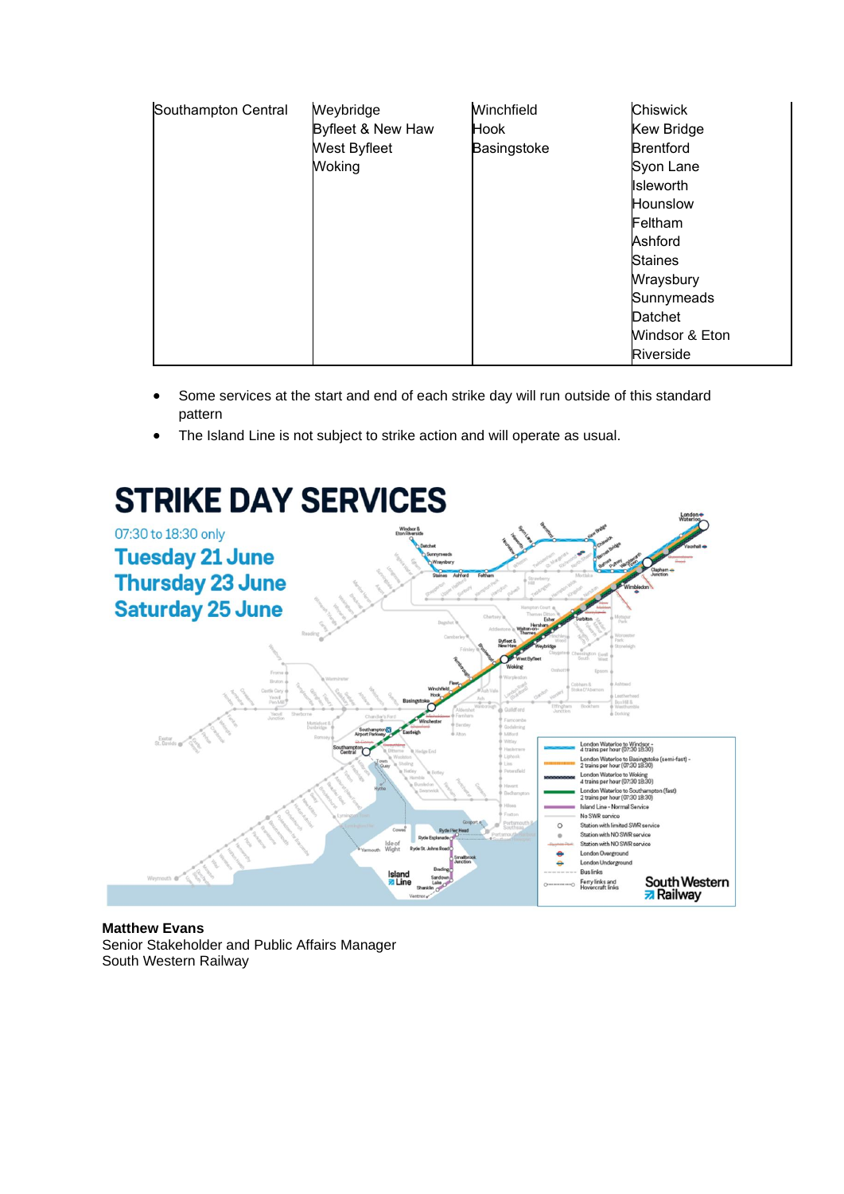| | | | |
|---|---|---|---|
| Southampton Central | Weybridge<br>Byfleet & New Haw<br>West Byfleet<br>Woking | Winchfield<br>Hook<br>Basingstoke | Chiswick<br>Kew Bridge<br>Brentford<br>Syon Lane<br>Isleworth<br>Hounslow<br>Feltham<br>Ashford<br>Staines<br>Wraysbury<br>Sunnymeads<br>Datchet<br>Windsor & Eton Riverside |

- Some services at the start and end of each strike day will run outside of this standard pattern
- The Island Line is not subject to strike action and will operate as usual.

# STRIKE DAY SERVICES

07:30 to 18:30 only

**Tuesday 21 June**
**Thursday 23 June**
**Saturday 25 June**

London Waterloo to Windsor - 4 trains per hour (07:30 18:30)
London Waterloo to Basingstoke (semi-fast) - 2 trains per hour (07:30 18:30)
London Waterloo to Woking 4 trains per hour (07:30 18:30)
London Waterloo to Southampton (fast) 2 trains per hour (07:30 18:30)
Island Line - Normal Service
No SWR service
Station with limited SWR service
Station with NO SWR service
Station with NO SWR service
London Overground
London Underground
Bus links
Ferry links and Hovercraft links

South Western Railway

**Matthew Evans**
Senior Stakeholder and Public Affairs Manager
South Western Railway